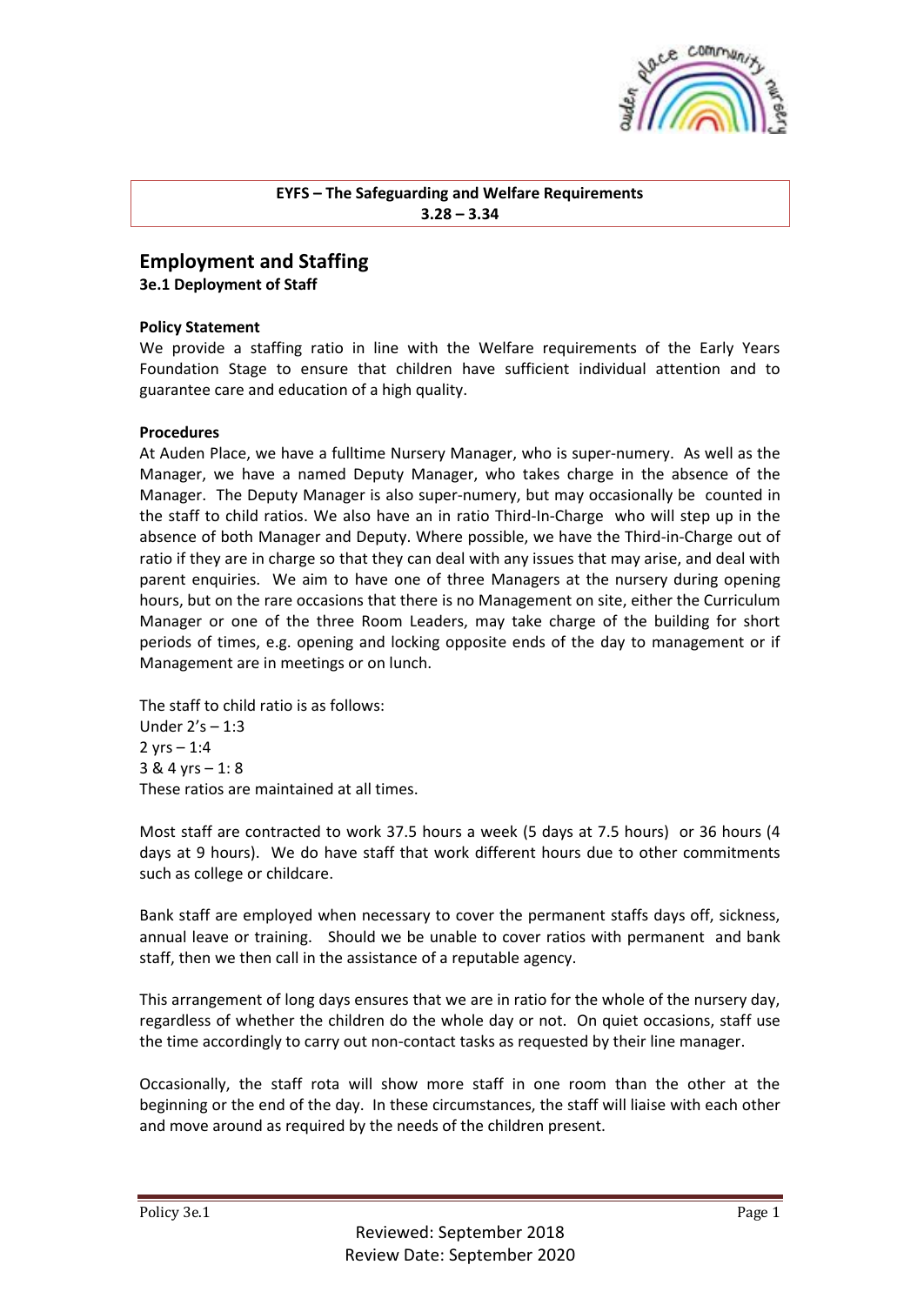**EYFS – The Safeguarding and Welfare Requirements**
**3.28 – 3.34**

## Employment and Staffing

### 3e.1 Deployment of Staff

**Policy Statement**

We provide a staffing ratio in line with the Welfare requirements of the Early Years Foundation Stage to ensure that children have sufficient individual attention and to guarantee care and education of a high quality.

**Procedures**

At Auden Place, we have a fulltime Nursery Manager, who is super-numery. As well as the Manager, we have a named Deputy Manager, who takes charge in the absence of the Manager. The Deputy Manager is also super-numery, but may occasionally be counted in the staff to child ratios. We also have an in ratio Third-In-Charge who will step up in the absence of both Manager and Deputy. Where possible, we have the Third-in-Charge out of ratio if they are in charge so that they can deal with any issues that may arise, and deal with parent enquiries. We aim to have one of three Managers at the nursery during opening hours, but on the rare occasions that there is no Management on site, either the Curriculum Manager or one of the three Room Leaders, may take charge of the building for short periods of times, e.g. opening and locking opposite ends of the day to management or if Management are in meetings or on lunch.

The staff to child ratio is as follows:
Under 2's – 1:3
2 yrs – 1:4
3 & 4 yrs – 1: 8
These ratios are maintained at all times.

Most staff are contracted to work 37.5 hours a week (5 days at 7.5 hours) or 36 hours (4 days at 9 hours). We do have staff that work different hours due to other commitments such as college or childcare.

Bank staff are employed when necessary to cover the permanent staffs days off, sickness, annual leave or training. Should we be unable to cover ratios with permanent and bank staff, then we then call in the assistance of a reputable agency.

This arrangement of long days ensures that we are in ratio for the whole of the nursery day, regardless of whether the children do the whole day or not. On quiet occasions, staff use the time accordingly to carry out non-contact tasks as requested by their line manager.

Occasionally, the staff rota will show more staff in one room than the other at the beginning or the end of the day. In these circumstances, the staff will liaise with each other and move around as required by the needs of the children present.

Reviewed: September 2018
Review Date: September 2020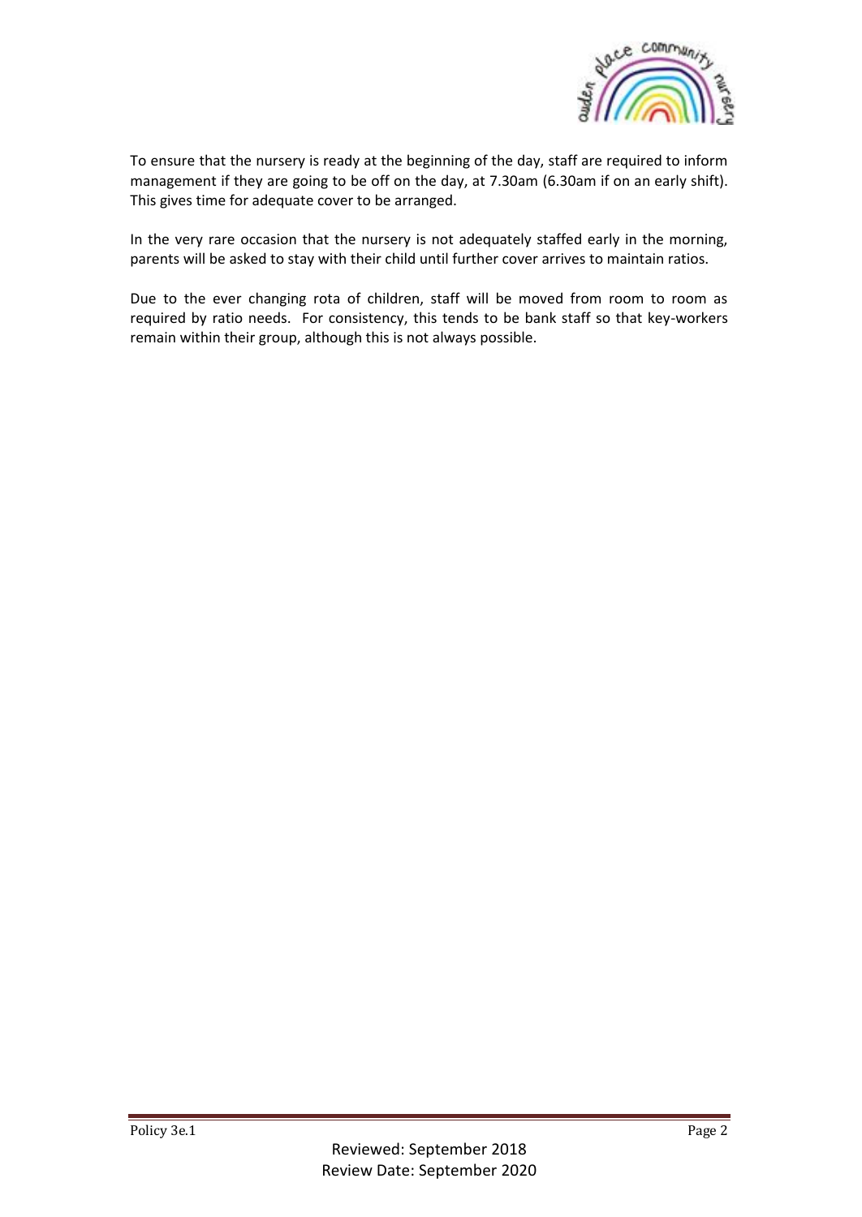To ensure that the nursery is ready at the beginning of the day, staff are required to inform management if they are going to be off on the day, at 7.30am (6.30am if on an early shift). This gives time for adequate cover to be arranged.

In the very rare occasion that the nursery is not adequately staffed early in the morning, parents will be asked to stay with their child until further cover arrives to maintain ratios.

Due to the ever changing rota of children, staff will be moved from room to room as required by ratio needs. For consistency, this tends to be bank staff so that key-workers remain within their group, although this is not always possible.